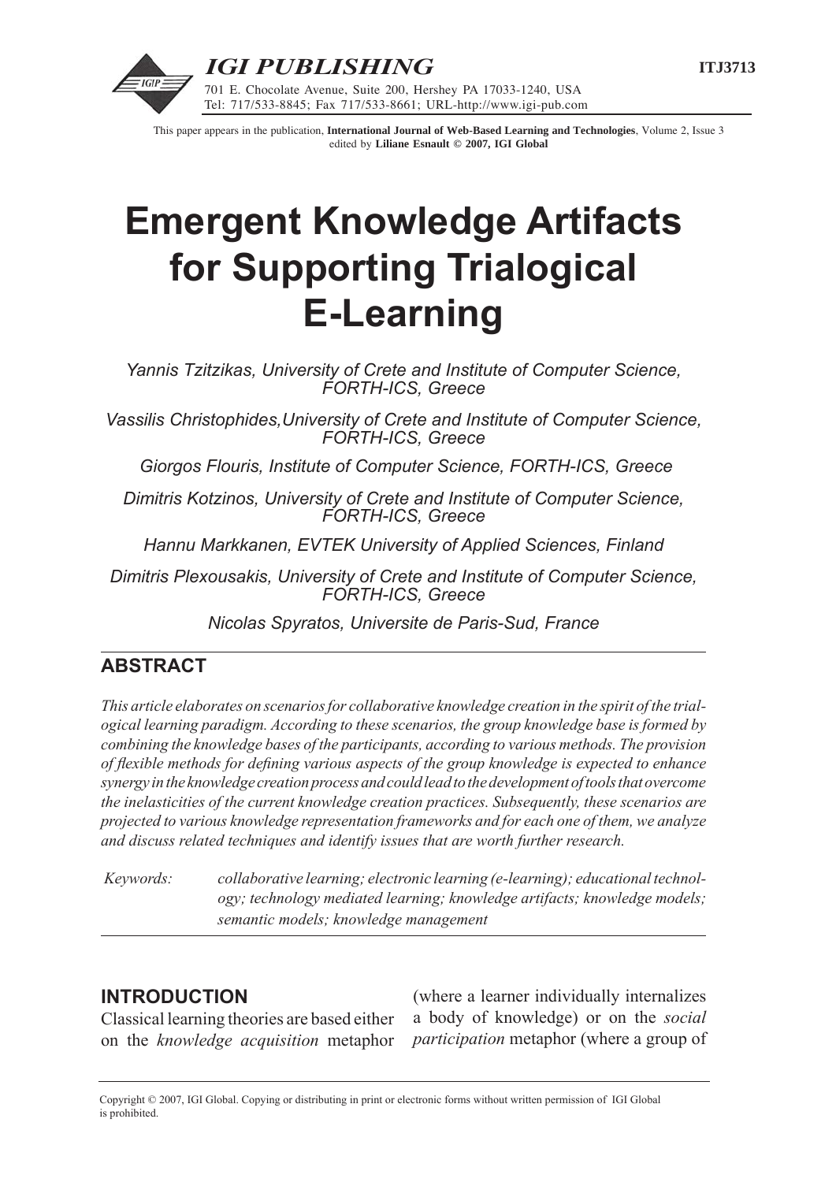This paper appears in the publication, **International Journal of Web-Based Learning and Technologies**, Volume 2, Issue 3 edited by **Liliane Esnault © 2007, IGI Global**

# Emergent Knowledge Artifacts for Supporting Trialogical E-Learning

*Yannis Tzitzikas, University of Crete and Institute of Computer Science, FORTH-ICS, Greece*

*Vassilis Christophides, University of Crete and Institute of Computer Science, FORTH-ICS, Greece*

*Giorgos Flouris, Institute of Computer Science, FORTH-ICS, Greece*

*Dimitris Kotzinos, University of Crete and Institute of Computer Science, FORTH-ICS, Greece*

*Hannu Markkanen, EVTEK University of Applied Sciences, Finland*

*Dimitris Plexousakis, University of Crete and Institute of Computer Science, FORTH-ICS, Greece*

*Nicolas Spyratos, Universite de Paris-Sud, France*

## ABSTRACT

*This article elaborates on scenarios for collaborative knowledge creation in the spirit of the trialogical learning paradigm. According to these scenarios, the group knowledge base is formed by combining the knowledge bases of the participants, according to various methods. The provision of flexible methods for defining various aspects of the group knowledge is expected to enhance synergy in the knowledge creation process and could lead to the development of tools that overcome the inelasticities of the current knowledge creation practices. Subsequently, these scenarios are projected to various knowledge representation frameworks and for each one of them, we analyze and discuss related techniques and identify issues that are worth further research.*

*Keywords:* *collaborative learning; electronic learning (e-learning); educational technology; technology mediated learning; knowledge artifacts; knowledge models; semantic models; knowledge management*

## INTRODUCTION

Classical learning theories are based either on the *knowledge acquisition* metaphor (where a learner individually internalizes a body of knowledge) or on the *social participation* metaphor (where a group of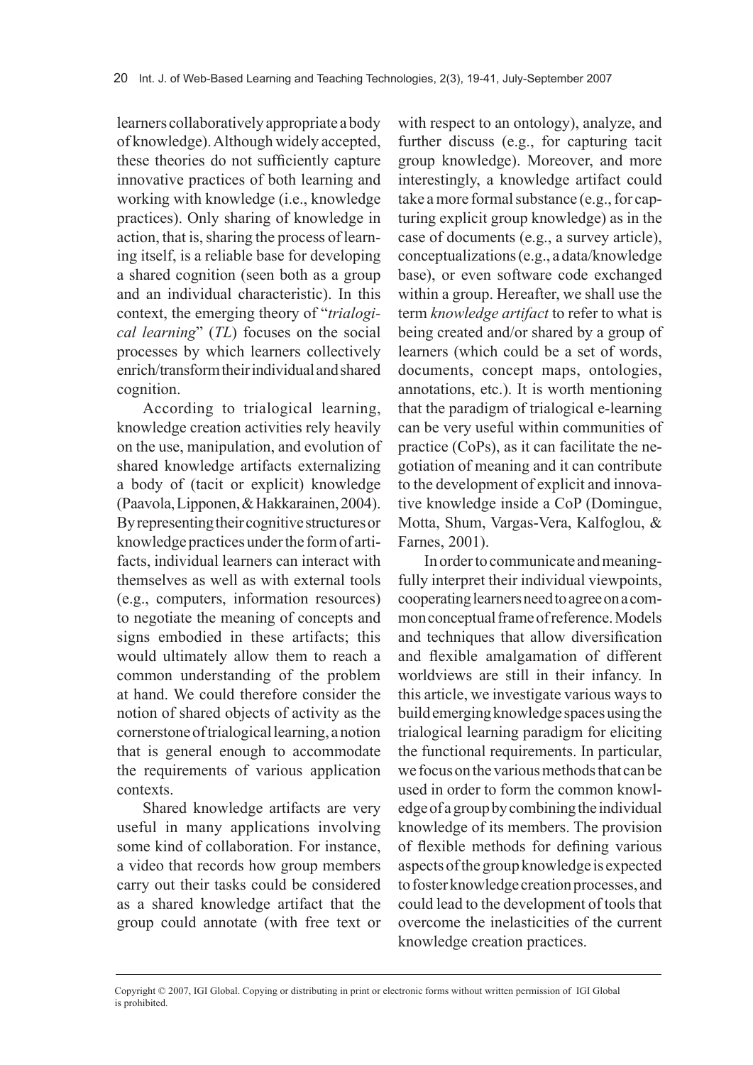learners collaboratively appropriate a body of knowledge). Although widely accepted, these theories do not sufficiently capture innovative practices of both learning and working with knowledge (i.e., knowledge practices). Only sharing of knowledge in action, that is, sharing the process of learning itself, is a reliable base for developing a shared cognition (seen both as a group and an individual characteristic). In this context, the emerging theory of "*trialogical learning*" (*TL*) focuses on the social processes by which learners collectively enrich/transform their individual and shared cognition.

According to trialogical learning, knowledge creation activities rely heavily on the use, manipulation, and evolution of shared knowledge artifacts externalizing a body of (tacit or explicit) knowledge (Paavola, Lipponen, & Hakkarainen, 2004). By representing their cognitive structures or knowledge practices under the form of artifacts, individual learners can interact with themselves as well as with external tools (e.g., computers, information resources) to negotiate the meaning of concepts and signs embodied in these artifacts; this would ultimately allow them to reach a common understanding of the problem at hand. We could therefore consider the notion of shared objects of activity as the cornerstone of trialogical learning, a notion that is general enough to accommodate the requirements of various application contexts.

Shared knowledge artifacts are very useful in many applications involving some kind of collaboration. For instance, a video that records how group members carry out their tasks could be considered as a shared knowledge artifact that the group could annotate (with free text or with respect to an ontology), analyze, and further discuss (e.g., for capturing tacit group knowledge). Moreover, and more interestingly, a knowledge artifact could take a more formal substance (e.g., for capturing explicit group knowledge) as in the case of documents (e.g., a survey article), conceptualizations (e.g., a data/knowledge base), or even software code exchanged within a group. Hereafter, we shall use the term *knowledge artifact* to refer to what is being created and/or shared by a group of learners (which could be a set of words, documents, concept maps, ontologies, annotations, etc.). It is worth mentioning that the paradigm of trialogical e-learning can be very useful within communities of practice (CoPs), as it can facilitate the negotiation of meaning and it can contribute to the development of explicit and innovative knowledge inside a CoP (Domingue, Motta, Shum, Vargas-Vera, Kalfoglou, & Farnes, 2001).

In order to communicate and meaningfully interpret their individual viewpoints, cooperating learners need to agree on a common conceptual frame of reference. Models and techniques that allow diversification and flexible amalgamation of different worldviews are still in their infancy. In this article, we investigate various ways to build emerging knowledge spaces using the trialogical learning paradigm for eliciting the functional requirements. In particular, we focus on the various methods that can be used in order to form the common knowledge of a group by combining the individual knowledge of its members. The provision of flexible methods for defining various aspects of the group knowledge is expected to foster knowledge creation processes, and could lead to the development of tools that overcome the inelasticities of the current knowledge creation practices.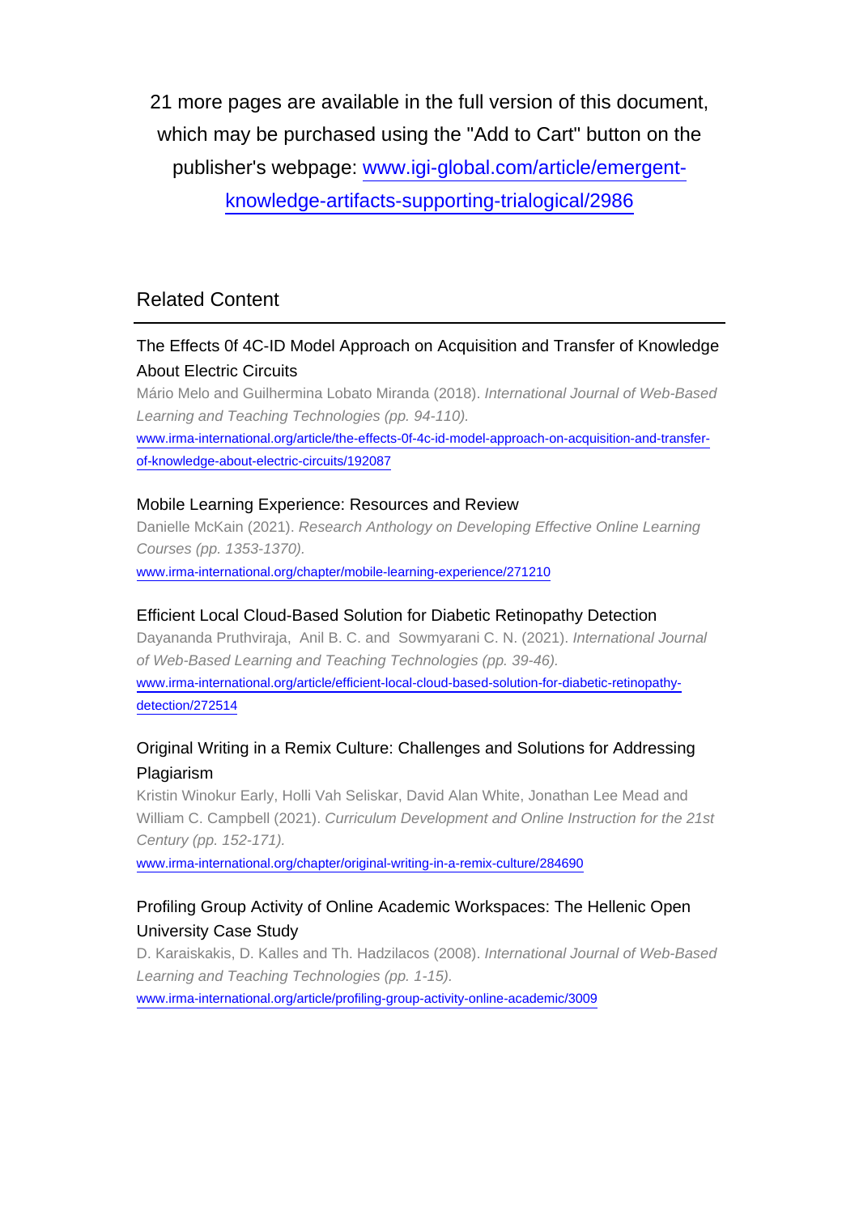21 more pages are available in the full version of this document, which may be purchased using the "Add to Cart" button on the publisher's webpage: [www.igi-global.com/article/emergent-knowledge-artifacts-supporting-trialogical/2986](www.igi-global.com/article/emergent-knowledge-artifacts-supporting-trialogical/2986)

## Related Content

### The Effects 0f 4C-ID Model Approach on Acquisition and Transfer of Knowledge About Electric Circuits

Mário Melo and Guilhermina Lobato Miranda (2018). *International Journal of Web-Based Learning and Teaching Technologies (pp. 94-110).*

[www.irma-international.org/article/the-effects-0f-4c-id-model-approach-on-acquisition-and-transfer-of-knowledge-about-electric-circuits/192087](www.irma-international.org/article/the-effects-0f-4c-id-model-approach-on-acquisition-and-transfer-of-knowledge-about-electric-circuits/192087)

### Mobile Learning Experience: Resources and Review

Danielle McKain (2021). *Research Anthology on Developing Effective Online Learning Courses (pp. 1353-1370).*

[www.irma-international.org/chapter/mobile-learning-experience/271210](www.irma-international.org/chapter/mobile-learning-experience/271210)

### Efficient Local Cloud-Based Solution for Diabetic Retinopathy Detection

Dayananda Pruthviraja, Anil B. C. and Sowmyarani C. N. (2021). *International Journal of Web-Based Learning and Teaching Technologies (pp. 39-46).*

[www.irma-international.org/article/efficient-local-cloud-based-solution-for-diabetic-retinopathy-detection/272514](www.irma-international.org/article/efficient-local-cloud-based-solution-for-diabetic-retinopathy-detection/272514)

### Original Writing in a Remix Culture: Challenges and Solutions for Addressing Plagiarism

Kristin Winokur Early, Holli Vah Seliskar, David Alan White, Jonathan Lee Mead and William C. Campbell (2021). *Curriculum Development and Online Instruction for the 21st Century (pp. 152-171).*

[www.irma-international.org/chapter/original-writing-in-a-remix-culture/284690](www.irma-international.org/chapter/original-writing-in-a-remix-culture/284690)

### Profiling Group Activity of Online Academic Workspaces: The Hellenic Open University Case Study

D. Karaiskakis, D. Kalles and Th. Hadzilacos (2008). *International Journal of Web-Based Learning and Teaching Technologies (pp. 1-15).*

[www.irma-international.org/article/profiling-group-activity-online-academic/3009](www.irma-international.org/article/profiling-group-activity-online-academic/3009)